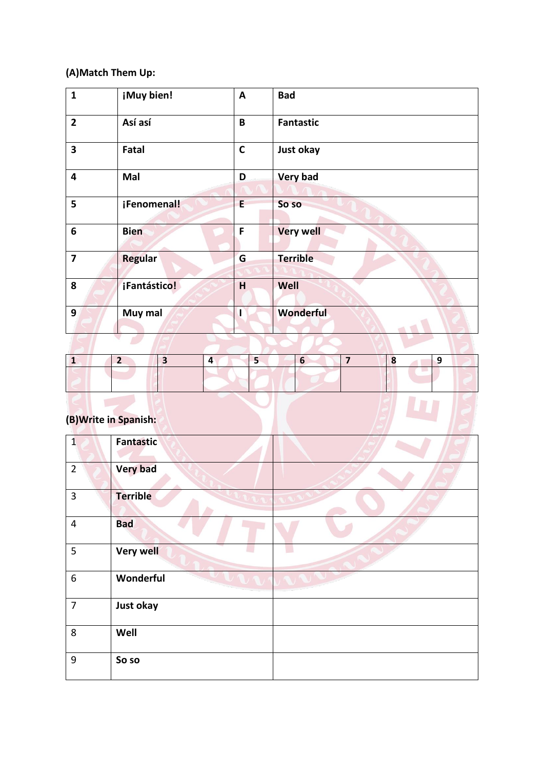**(A)Match Them Up:**

| 1 | ¡Muy bien! | A | Bad |
|---|---|---|---|
| 2 | Así así | B | Fantastic |
| 3 | Fatal | C | Just okay |
| 4 | Mal | D | Very bad |
| 5 | ¡Fenomenal! | E | So so |
| 6 | Bien | F | Very well |
| 7 | Regular | G | Terrible |
| 8 | ¡Fantástico! | H | Well |
| 9 | Muy mal | I | Wonderful |

| 1 | 2 | 3 | 4 | 5 | 6 | 7 | 8 | 9 |
|---|---|---|---|---|---|---|---|---|
| | | | | | | | | |

**(B)Write in Spanish:**

| 1 | Fantastic | |
|---|---|---|
| 2 | Very bad | |
| 3 | Terrible | |
| 4 | Bad | |
| 5 | Very well | |
| 6 | Wonderful | |
| 7 | Just okay | |
| 8 | Well | |
| 9 | So so | |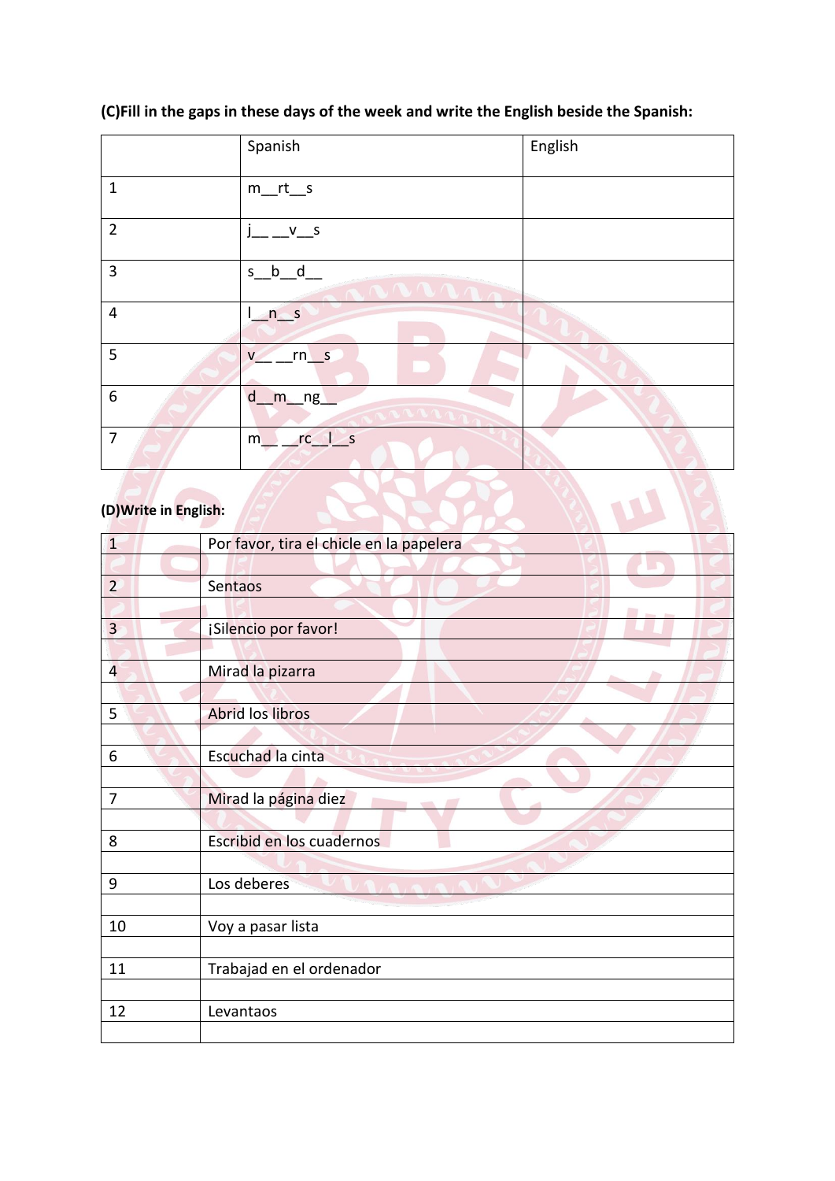**(C)Fill in the gaps in these days of the week and write the English beside the Spanish:**

| | Spanish | English |
|---|---|---|
| 1 | m__rt__s | |
| 2 | j__ __v__s | |
| 3 | s__b__d__ | |
| 4 | l__n__s | |
| 5 | v__ __rn__s | |
| 6 | d__m__ng__ | |
| 7 | m__ __rc__l__s | |

**(D)Write in English:**

| | |
|---|---|
| 1 | Por favor, tira el chicle en la papelera |
| | |
| 2 | Sentaos |
| | |
| 3 | ¡Silencio por favor! |
| | |
| 4 | Mirad la pizarra |
| | |
| 5 | Abrid los libros |
| | |
| 6 | Escuchad la cinta |
| | |
| 7 | Mirad la página diez |
| | |
| 8 | Escribid en los cuadernos |
| | |
| 9 | Los deberes |
| | |
| 10 | Voy a pasar lista |
| | |
| 11 | Trabajad en el ordenador |
| | |
| 12 | Levantaos |
| | |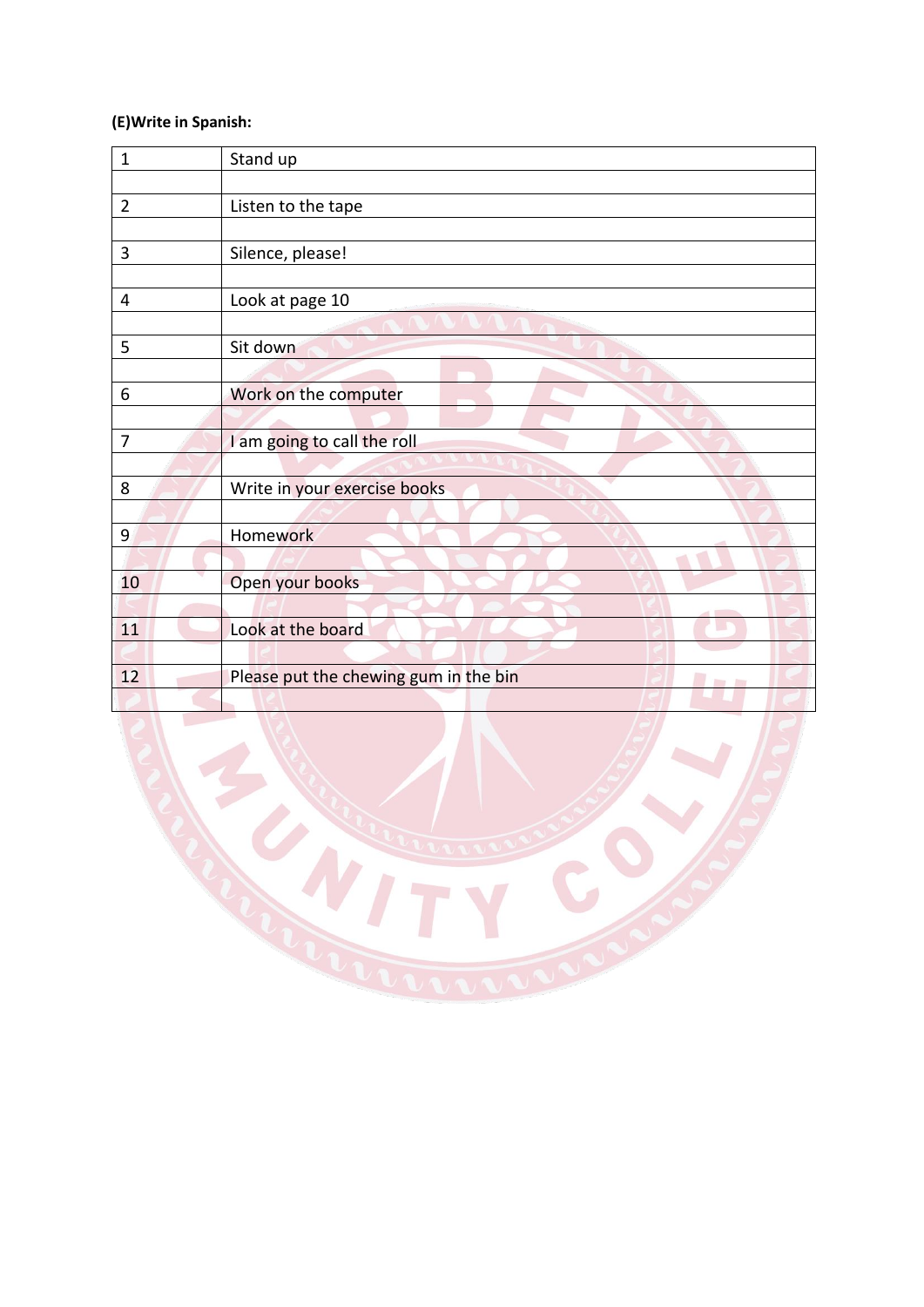**(E)Write in Spanish:**

| | |
|---|---|
| 1 | Stand up |
| | |
| 2 | Listen to the tape |
| | |
| 3 | Silence, please! |
| | |
| 4 | Look at page 10 |
| | |
| 5 | Sit down |
| | |
| 6 | Work on the computer |
| | |
| 7 | I am going to call the roll |
| | |
| 8 | Write in your exercise books |
| | |
| 9 | Homework |
| | |
| 10 | Open your books |
| | |
| 11 | Look at the board |
| | |
| 12 | Please put the chewing gum in the bin |
| | |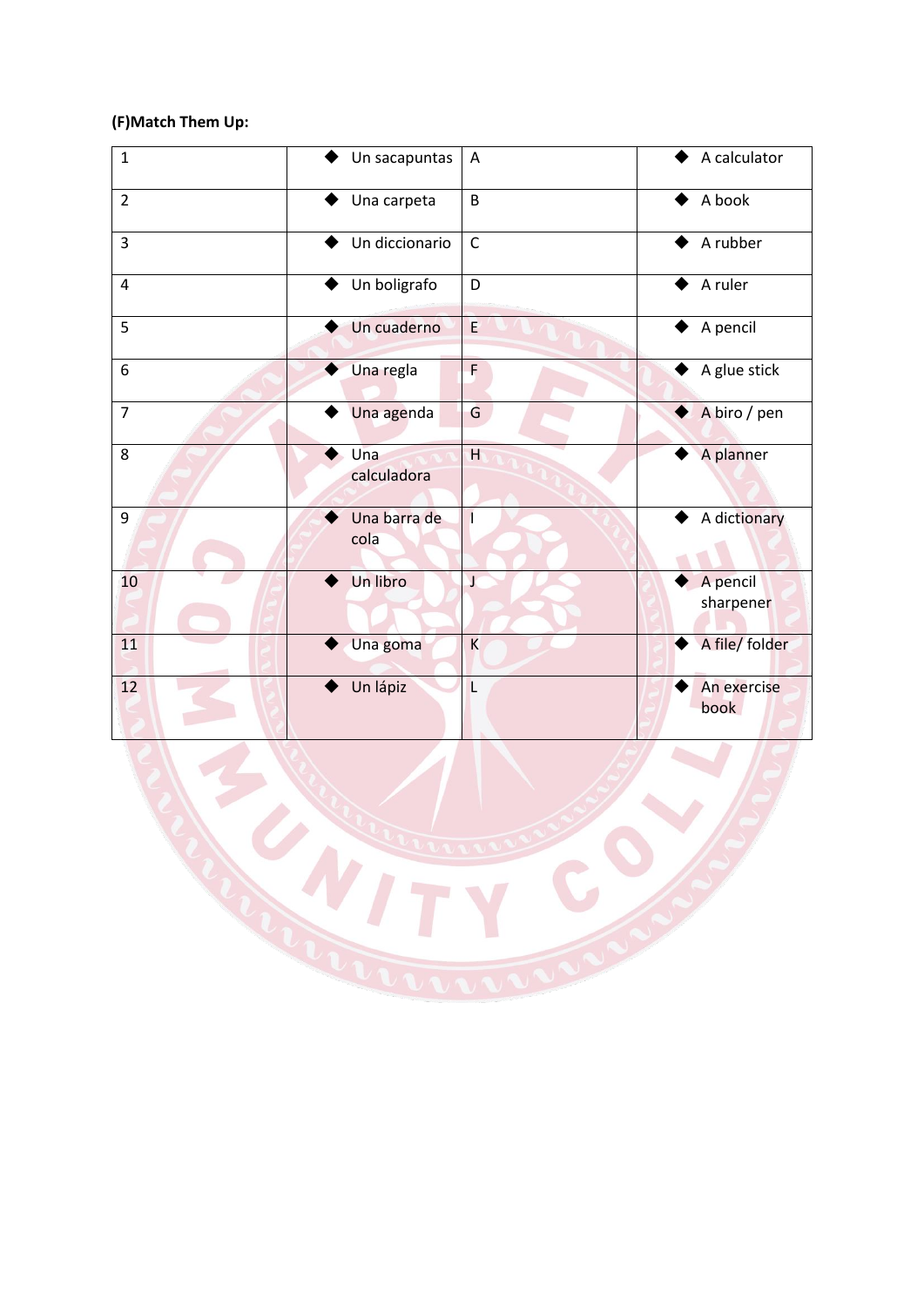**(F)Match Them Up:**

| | | | |
|---|---|---|---|
| 1 | ◆ Un sacapuntas | A | ◆ A calculator |
| 2 | ◆ Una carpeta | B | ◆ A book |
| 3 | ◆ Un diccionario | C | ◆ A rubber |
| 4 | ◆ Un boligrafo | D | ◆ A ruler |
| 5 | ◆ Un cuaderno | E | ◆ A pencil |
| 6 | ◆ Una regla | F | ◆ A glue stick |
| 7 | ◆ Una agenda | G | ◆ A biro / pen |
| 8 | ◆ Una calculadora | H | ◆ A planner |
| 9 | ◆ Una barra de cola | I | ◆ A dictionary |
| 10 | ◆ Un libro | J | ◆ A pencil sharpener |
| 11 | ◆ Una goma | K | ◆ A file/ folder |
| 12 | ◆ Un lápiz | L | ◆ An exercise book |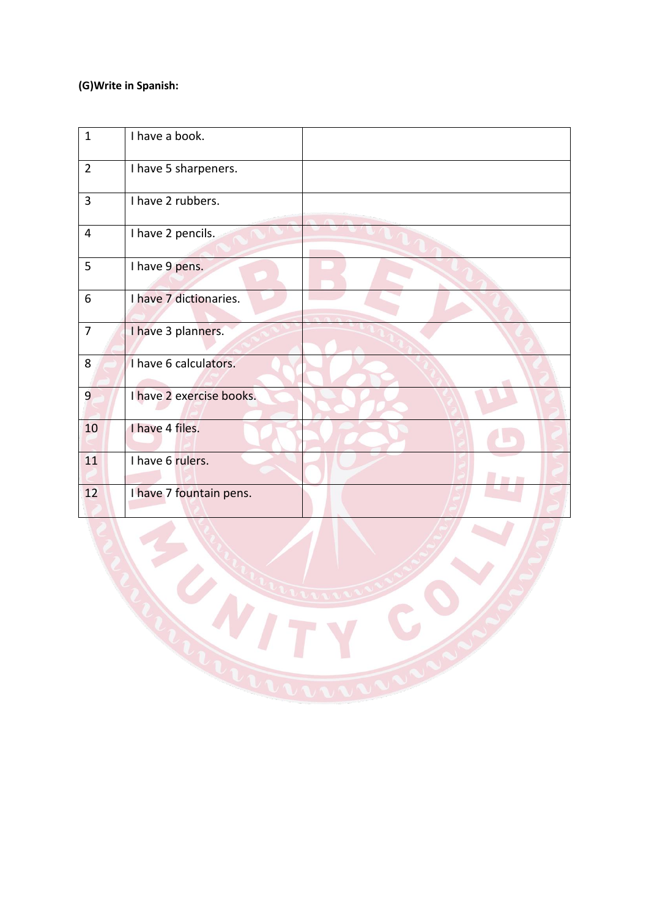**(G)Write in Spanish:**

| | | |
|---|---|---|
| 1 | I have a book. | |
| 2 | I have 5 sharpeners. | |
| 3 | I have 2 rubbers. | |
| 4 | I have 2 pencils. | |
| 5 | I have 9 pens. | |
| 6 | I have 7 dictionaries. | |
| 7 | I have 3 planners. | |
| 8 | I have 6 calculators. | |
| 9 | I have 2 exercise books. | |
| 10 | I have 4 files. | |
| 11 | I have 6 rulers. | |
| 12 | I have 7 fountain pens. | |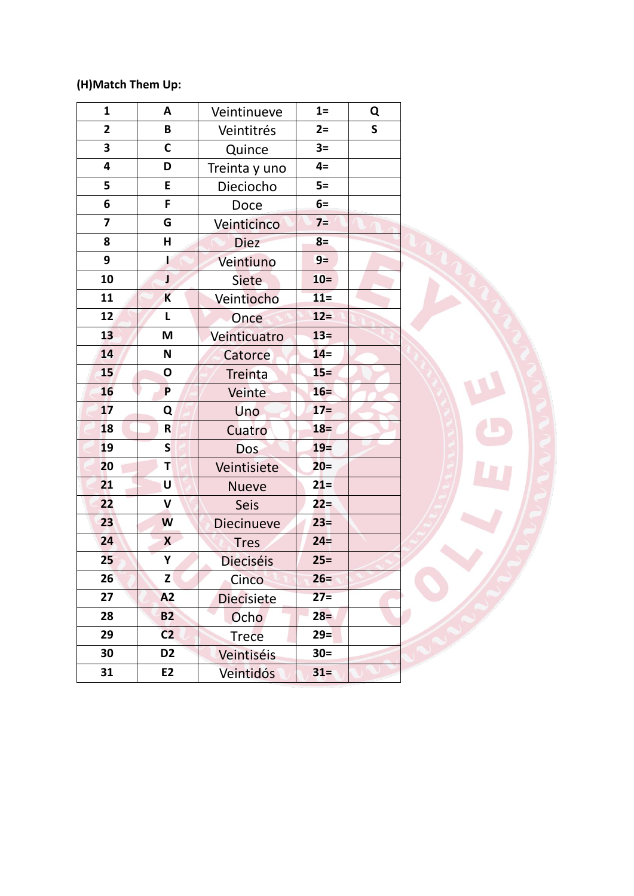**(H)Match Them Up:**

| 1 | A | Veintinueve | 1= | Q |
|---|---|---|---|---|
| 2 | B | Veintitrés | 2= | S |
| 3 | C | Quince | 3= | |
| 4 | D | Treinta y uno | 4= | |
| 5 | E | Dieciocho | 5= | |
| 6 | F | Doce | 6= | |
| 7 | G | Veinticinco | 7= | |
| 8 | H | Diez | 8= | |
| 9 | I | Veintiuno | 9= | |
| 10 | J | Siete | 10= | |
| 11 | K | Veintiocho | 11= | |
| 12 | L | Once | 12= | |
| 13 | M | Veinticuatro | 13= | |
| 14 | N | Catorce | 14= | |
| 15 | O | Treinta | 15= | |
| 16 | P | Veinte | 16= | |
| 17 | Q | Uno | 17= | |
| 18 | R | Cuatro | 18= | |
| 19 | S | Dos | 19= | |
| 20 | T | Veintisiete | 20= | |
| 21 | U | Nueve | 21= | |
| 22 | V | Seis | 22= | |
| 23 | W | Diecinueve | 23= | |
| 24 | X | Tres | 24= | |
| 25 | Y | Dieciséis | 25= | |
| 26 | Z | Cinco | 26= | |
| 27 | A2 | Diecisiete | 27= | |
| 28 | B2 | Ocho | 28= | |
| 29 | C2 | Trece | 29= | |
| 30 | D2 | Veintiséis | 30= | |
| 31 | E2 | Veintidós | 31= | |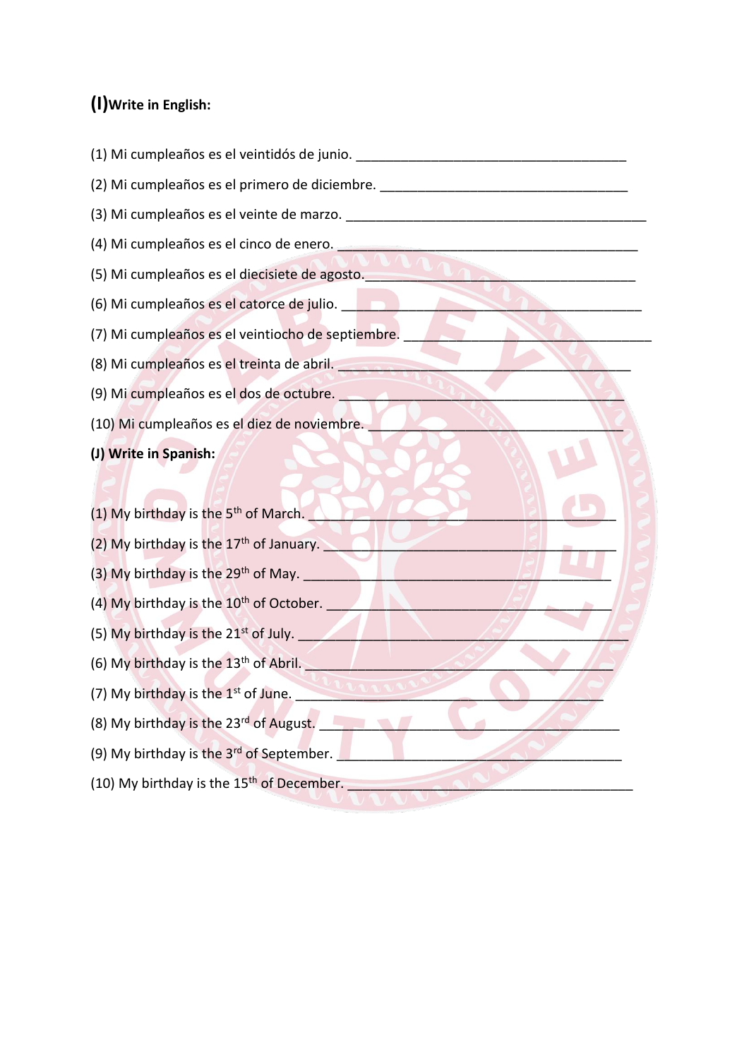**(I) Write in English:**

(1) Mi cumpleaños es el veintidós de junio. ____________________________________

(2) Mi cumpleaños es el primero de diciembre. _________________________________

(3) Mi cumpleaños es el veinte de marzo. _______________________________________

(4) Mi cumpleaños es el cinco de enero. ________________________________________

(5) Mi cumpleaños es el diecisiete de agosto.____________________________________

(6) Mi cumpleaños es el catorce de julio. _______________________________________

(7) Mi cumpleaños es el veintiocho de septiembre. ________________________________

(8) Mi cumpleaños es el treinta de abril. _______________________________________

(9) Mi cumpleaños es el dos de octubre. _______________________________________

(10) Mi cumpleaños es el diez de noviembre. ____________________________________

**(J) Write in Spanish:**

(1) My birthday is the 5th of March. __________________________________________

(2) My birthday is the 17th of January. ________________________________________

(3) My birthday is the 29th of May. __________________________________________

(4) My birthday is the 10th of October. ________________________________________

(5) My birthday is the 21st of July. __________________________________________

(6) My birthday is the 13th of Abril. _________________________________________

(7) My birthday is the 1st of June. __________________________________________

(8) My birthday is the 23rd of August. ________________________________________

(9) My birthday is the 3rd of September. ______________________________________

(10) My birthday is the 15th of December. ______________________________________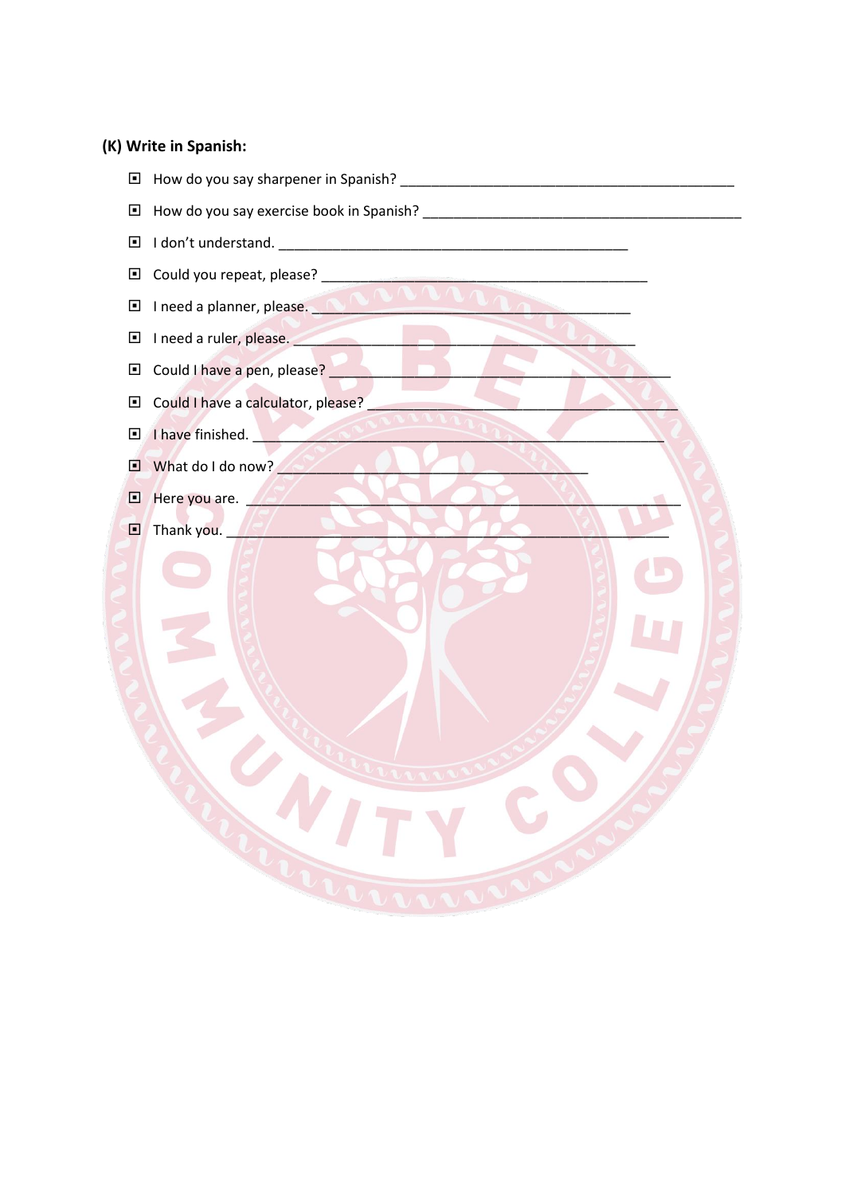**(K) Write in Spanish:**

- How do you say sharpener in Spanish? ____________________________________________
- How do you say exercise book in Spanish? __________________________________________
- I don't understand. ______________________________________________
- Could you repeat, please? ___________________________________________
- I need a planner, please. __________________________________________
- I need a ruler, please. _____________________________________________
- Could I have a pen, please? ____________________________________________
- Could I have a calculator, please? _________________________________________
- I have finished. ______________________________________________________
- What do I do now? _________________________________________
- Here you are. _______________________________________________________
- Thank you. ____________________________________________________________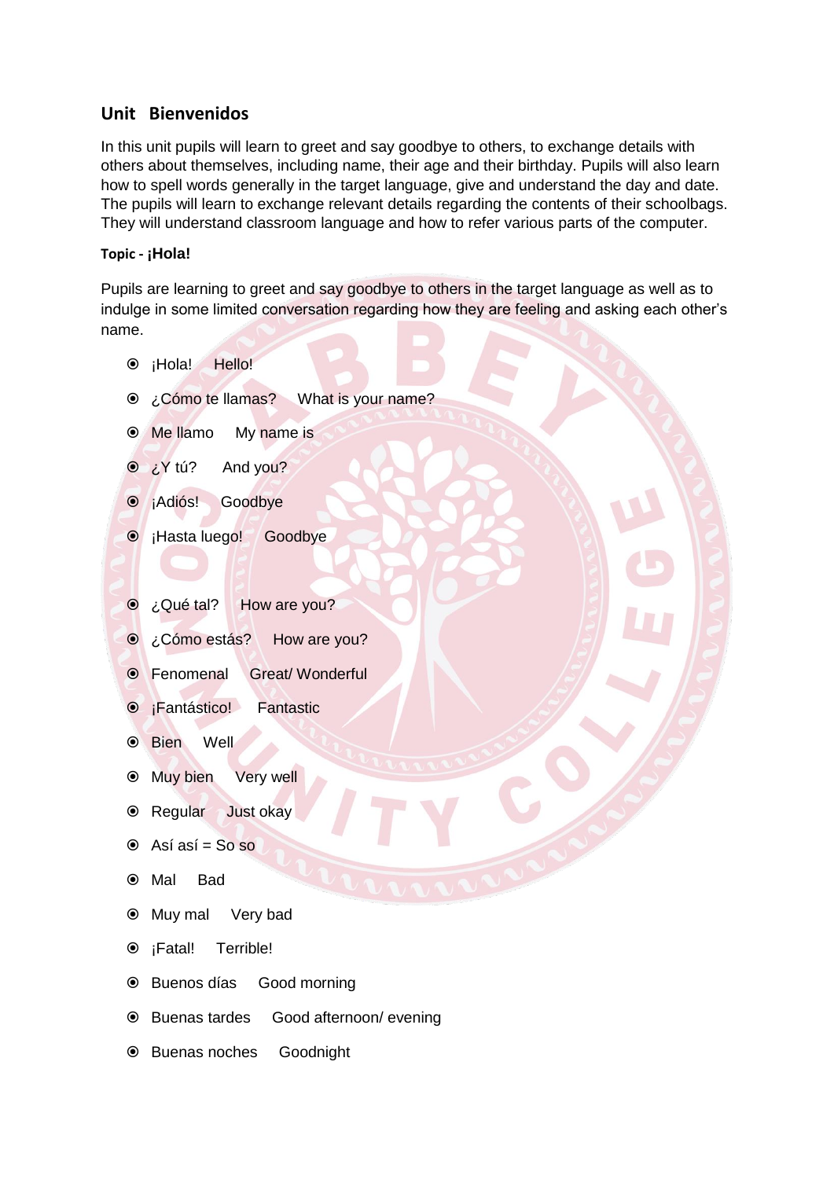## Unit Bienvenidos

In this unit pupils will learn to greet and say goodbye to others, to exchange details with others about themselves, including name, their age and their birthday. Pupils will also learn how to spell words generally in the target language, give and understand the day and date. The pupils will learn to exchange relevant details regarding the contents of their schoolbags. They will understand classroom language and how to refer various parts of the computer.

#### Topic - ¡Hola!

Pupils are learning to greet and say goodbye to others in the target language as well as to indulge in some limited conversation regarding how they are feeling and asking each other's name.

- ¡Hola! Hello!
- ¿Cómo te llamas? What is your name?
- Me llamo My name is
- ¿Y tú? And you?
- ¡Adiós! Goodbye
- ¡Hasta luego! Goodbye

- ¿Qué tal? How are you?
- ¿Cómo estás? How are you?
- Fenomenal Great/ Wonderful
- ¡Fantástico! Fantastic
- Bien Well
- Muy bien Very well
- Regular Just okay
- Así así = So so
- Mal Bad
- Muy mal Very bad
- ¡Fatal! Terrible!
- Buenos días Good morning
- Buenas tardes Good afternoon/ evening
- Buenas noches Goodnight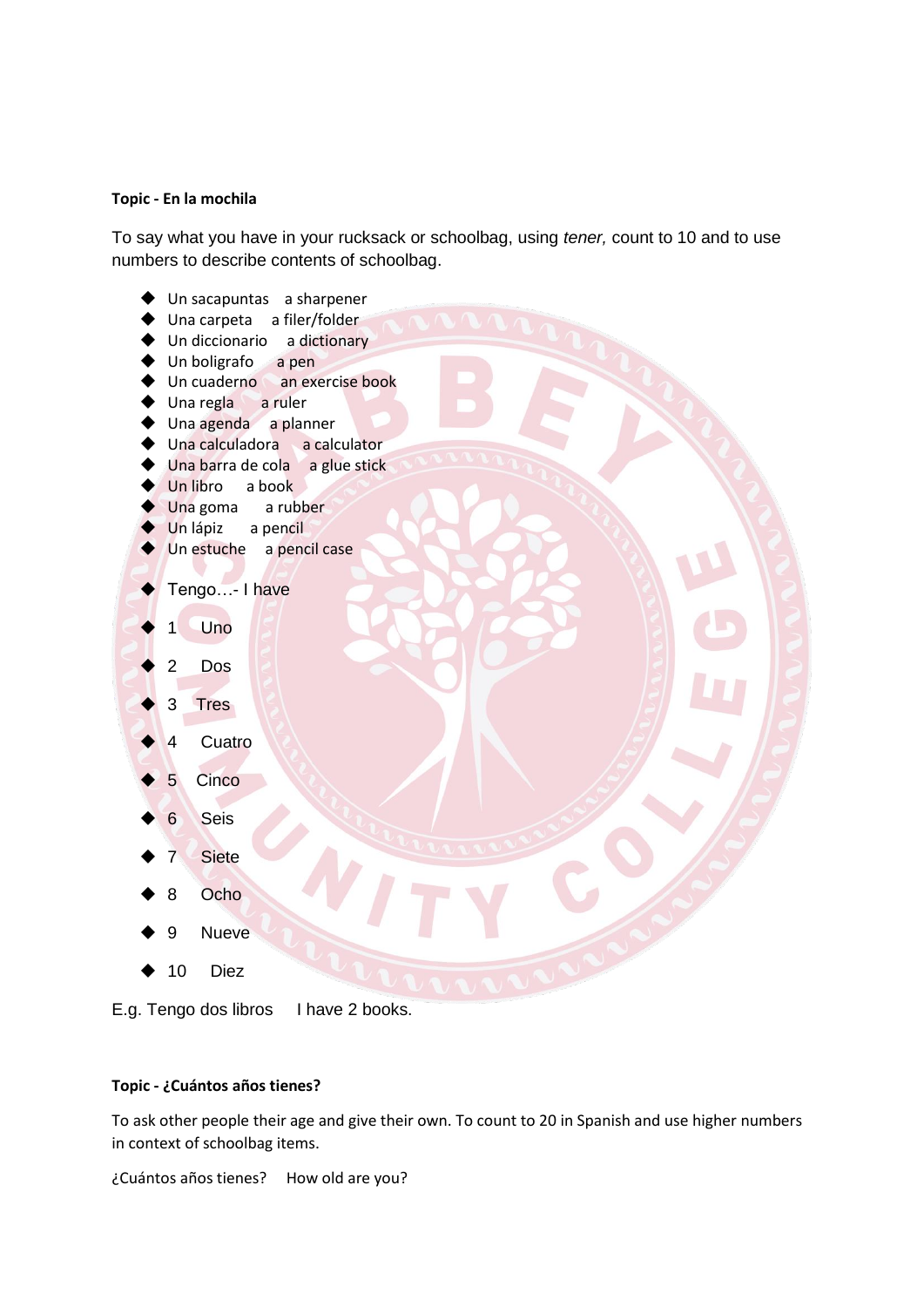**Topic - En la mochila**

To say what you have in your rucksack or schoolbag, using *tener,* count to 10 and to use numbers to describe contents of schoolbag.

- Un sacapuntas a sharpener
- Una carpeta a filer/folder
- Un diccionario a dictionary
- Un boligrafo a pen
- Un cuaderno an exercise book
- Una regla a ruler
- Una agenda a planner
- Una calculadora a calculator
- Una barra de cola a glue stick
- Un libro a book
- Una goma a rubber
- Un lápiz a pencil
- Un estuche a pencil case
- Tengo…- I have
- 1 Uno
- 2 Dos
- 3 Tres
- 4 Cuatro
- 5 Cinco
- 6 Seis
- 7 Siete
- 8 Ocho
- 9 Nueve
- 10 Diez

E.g. Tengo dos libros I have 2 books.

**Topic - ¿Cuántos años tienes?**

To ask other people their age and give their own. To count to 20 in Spanish and use higher numbers in context of schoolbag items.

¿Cuántos años tienes? How old are you?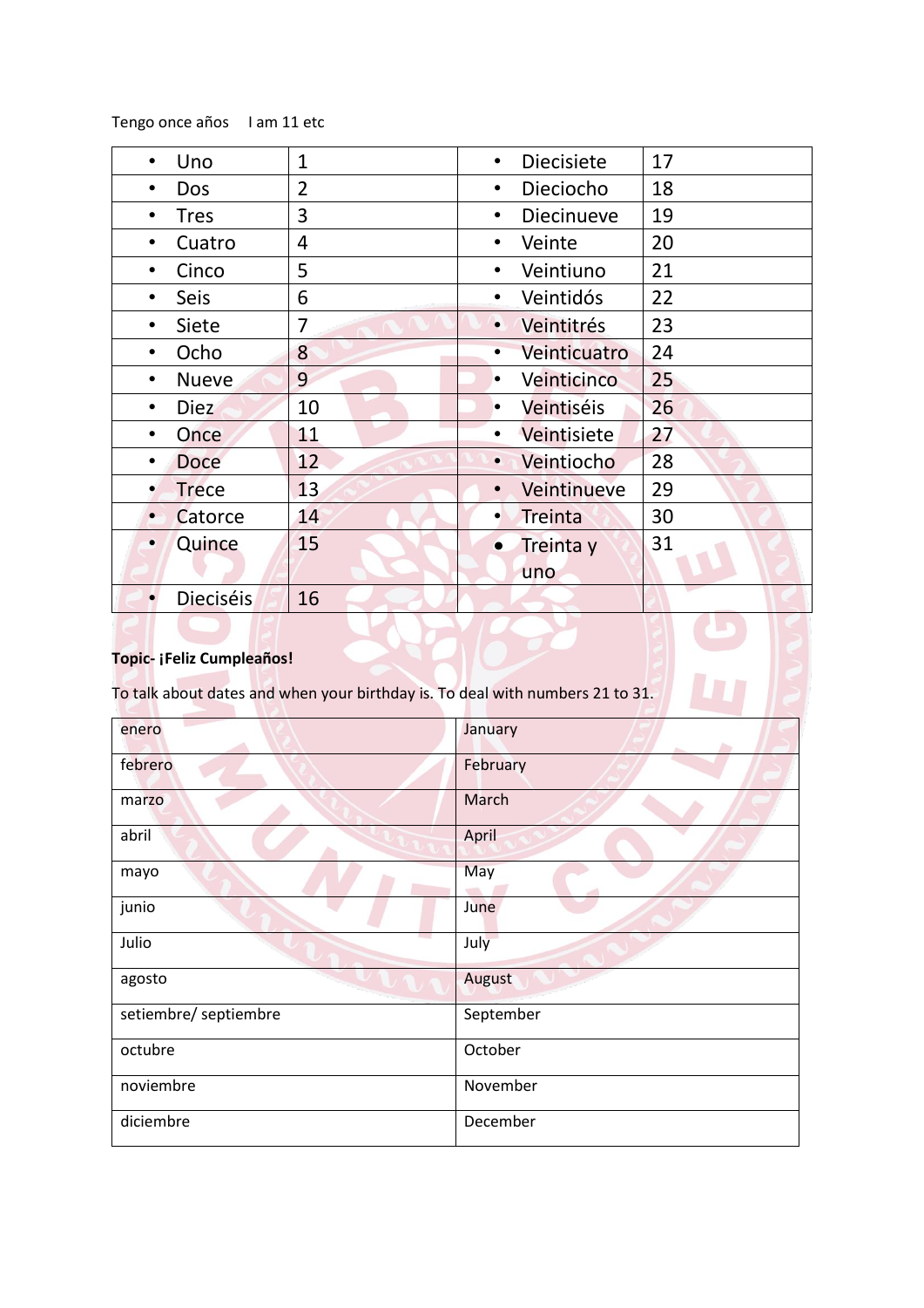Tengo once años     I am 11 etc

| | | | |
|---|---|---|---|
| • Uno | 1 | • Diecisiete | 17 |
| • Dos | 2 | • Dieciocho | 18 |
| • Tres | 3 | • Diecinueve | 19 |
| • Cuatro | 4 | • Veinte | 20 |
| • Cinco | 5 | • Veintiuno | 21 |
| • Seis | 6 | • Veintidós | 22 |
| • Siete | 7 | • Veintitrés | 23 |
| • Ocho | 8 | • Veinticuatro | 24 |
| • Nueve | 9 | • Veinticinco | 25 |
| • Diez | 10 | • Veintiséis | 26 |
| • Once | 11 | • Veintisiete | 27 |
| • Doce | 12 | • Veintiocho | 28 |
| • Trece | 13 | • Veintinueve | 29 |
| • Catorce | 14 | • Treinta | 30 |
| • Quince | 15 | • Treinta y uno | 31 |
| • Dieciséis | 16 | | |

**Topic- ¡Feliz Cumpleaños!**

To talk about dates and when your birthday is. To deal with numbers 21 to 31.

| | |
|---|---|
| enero | January |
| febrero | February |
| marzo | March |
| abril | April |
| mayo | May |
| junio | June |
| Julio | July |
| agosto | August |
| setiembre/ septiembre | September |
| octubre | October |
| noviembre | November |
| diciembre | December |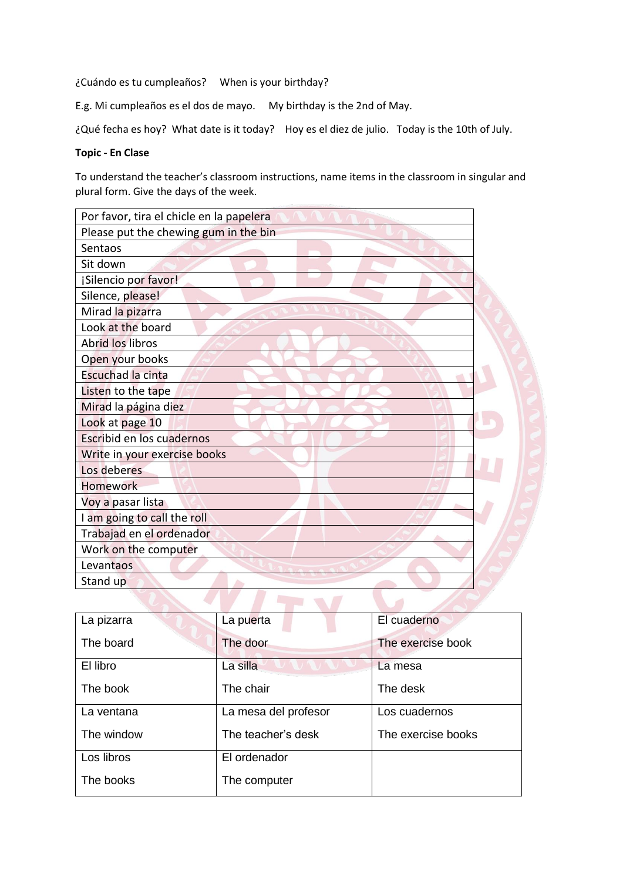¿Cuándo es tu cumpleaños? When is your birthday?

E.g. Mi cumpleaños es el dos de mayo. My birthday is the 2nd of May.

¿Qué fecha es hoy? What date is it today? Hoy es el diez de julio. Today is the 10th of July.

**Topic - En Clase**

To understand the teacher's classroom instructions, name items in the classroom in singular and plural form. Give the days of the week.

| Por favor, tira el chicle en la papelera |
|---|
| Please put the chewing gum in the bin |
| Sentaos |
| Sit down |
| ¡Silencio por favor! |
| Silence, please! |
| Mirad la pizarra |
| Look at the board |
| Abrid los libros |
| Open your books |
| Escuchad la cinta |
| Listen to the tape |
| Mirad la página diez |
| Look at page 10 |
| Escribid en los cuadernos |
| Write in your exercise books |
| Los deberes |
| Homework |
| Voy a pasar lista |
| I am going to call the roll |
| Trabajad en el ordenador |
| Work on the computer |
| Levantaos |
| Stand up |

| La pizarra<br>The board | La puerta<br>The door | El cuaderno<br>The exercise book |
|---|---|---|
| El libro<br>The book | La silla<br>The chair | La mesa<br>The desk |
| La ventana<br>The window | La mesa del profesor<br>The teacher's desk | Los cuadernos<br>The exercise books |
| Los libros<br>The books | El ordenador<br>The computer | |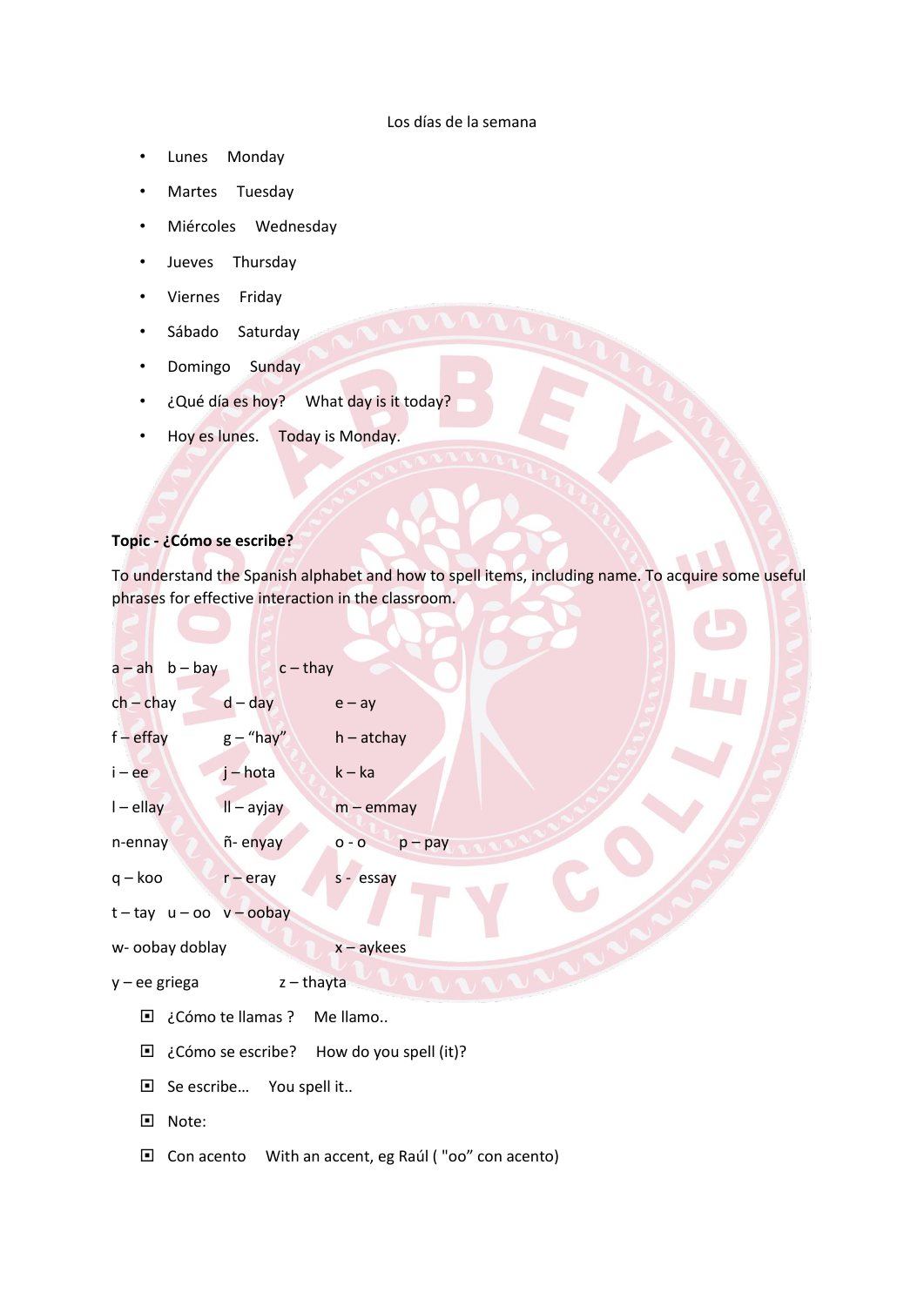Los días de la semana

- Lunes Monday
- Martes Tuesday
- Miércoles Wednesday
- Jueves Thursday
- Viernes Friday
- Sábado Saturday
- Domingo Sunday
- ¿Qué día es hoy? What day is it today?
- Hoy es lunes. Today is Monday.

**Topic - ¿Cómo se escribe?**

To understand the Spanish alphabet and how to spell items, including name. To acquire some useful phrases for effective interaction in the classroom.

a – ah b – bay c – thay

ch – chay d – day e – ay

f – effay g – "hay" h – atchay

i – ee j – hota k – ka

l – ellay ll – ayjay m – emmay

n-ennay ñ- enyay o - o p – pay

q – koo r – eray s - essay

t – tay u – oo v – oobay

w- oobay doblay x – aykees

y – ee griega z – thayta

- ¿Cómo te llamas ? Me llamo..
- ¿Cómo se escribe? How do you spell (it)?
- Se escribe… You spell it..
- Note:
- Con acento With an accent, eg Raúl ( "oo" con acento)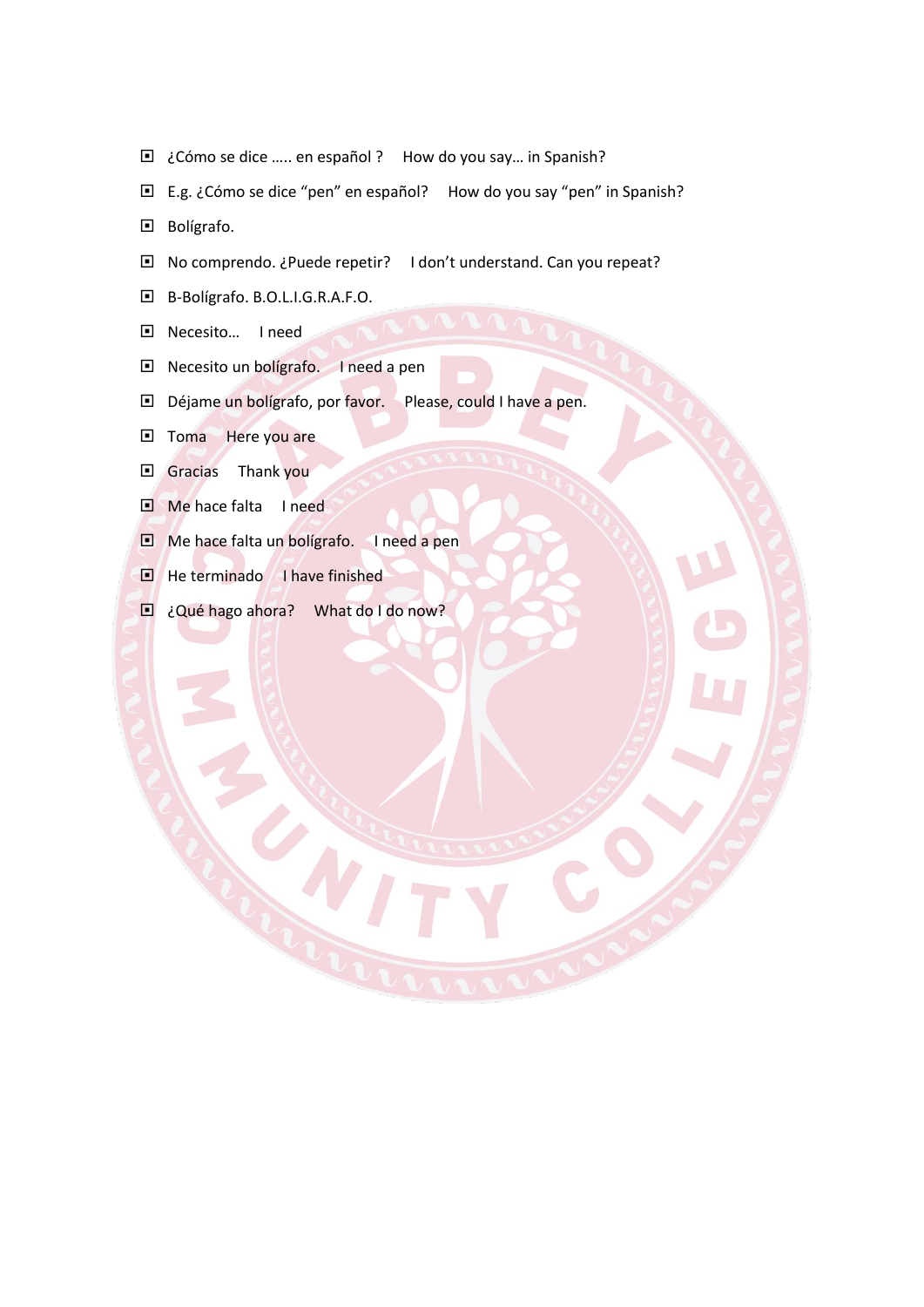- ¿Cómo se dice ….. en español ?     How do you say… in Spanish?
- E.g. ¿Cómo se dice "pen" en español?     How do you say "pen" in Spanish?
- Bolígrafo.
- No comprendo. ¿Puede repetir?     I don't understand. Can you repeat?
- B-Bolígrafo. B.O.L.I.G.R.A.F.O.
- Necesito…     I need
- Necesito un bolígrafo.     I need a pen
- Déjame un bolígrafo, por favor.     Please, could I have a pen.
- Toma     Here you are
- Gracias     Thank you
- Me hace falta     I need
- Me hace falta un bolígrafo.     I need a pen
- He terminado     I have finished
- ¿Qué hago ahora?     What do I do now?